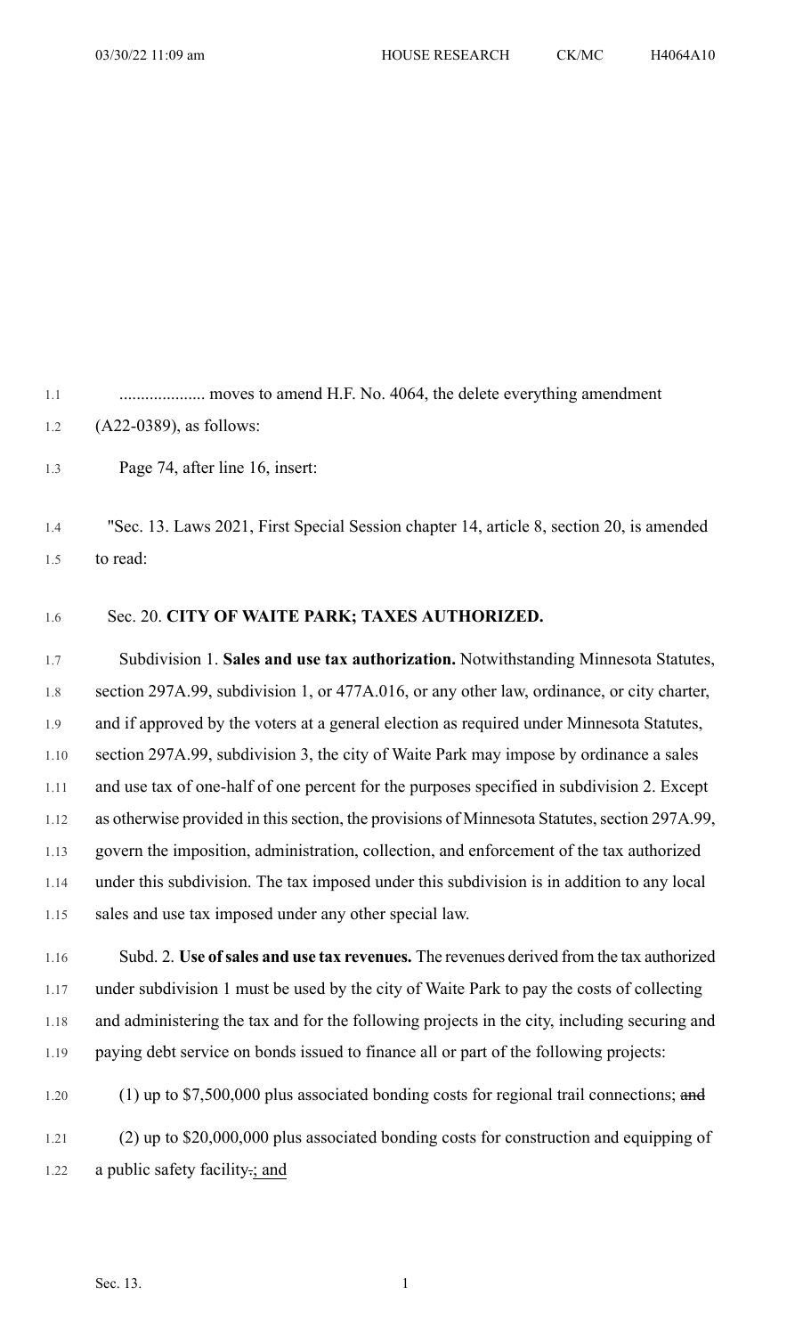.................... moves to amend H.F. No. 4064, the delete everything amendment (A22-0389), as follows:

Page 74, after line 16, insert:

"Sec. 13. Laws 2021, First Special Session chapter 14, article 8, section 20, is amended to read:

Sec. 20. **CITY OF WAITE PARK; TAXES AUTHORIZED.**

Subdivision 1. **Sales and use tax authorization.** Notwithstanding Minnesota Statutes, section 297A.99, subdivision 1, or 477A.016, or any other law, ordinance, or city charter, and if approved by the voters at a general election as required under Minnesota Statutes, section 297A.99, subdivision 3, the city of Waite Park may impose by ordinance a sales and use tax of one-half of one percent for the purposes specified in subdivision 2. Except as otherwise provided in this section, the provisions of Minnesota Statutes, section 297A.99, govern the imposition, administration, collection, and enforcement of the tax authorized under this subdivision. The tax imposed under this subdivision is in addition to any local sales and use tax imposed under any other special law.

Subd. 2. **Use of sales and use tax revenues.** The revenues derived from the tax authorized under subdivision 1 must be used by the city of Waite Park to pay the costs of collecting and administering the tax and for the following projects in the city, including securing and paying debt service on bonds issued to finance all or part of the following projects:

(1) up to $7,500,000 plus associated bonding costs for regional trail connections; ~~and~~

(2) up to $20,000,000 plus associated bonding costs for construction and equipping of a public safety facility~~.~~; and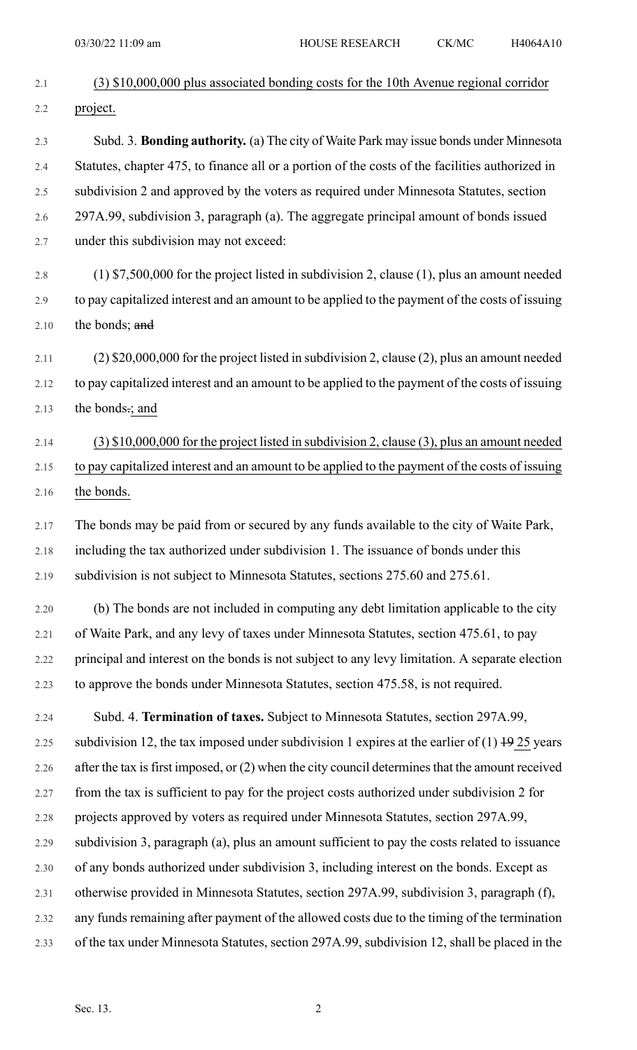(3) $10,000,000 plus associated bonding costs for the 10th Avenue regional corridor project.

Subd. 3. **Bonding authority.** (a) The city of Waite Park may issue bonds under Minnesota Statutes, chapter 475, to finance all or a portion of the costs of the facilities authorized in subdivision 2 and approved by the voters as required under Minnesota Statutes, section 297A.99, subdivision 3, paragraph (a). The aggregate principal amount of bonds issued under this subdivision may not exceed:

(1) $7,500,000 for the project listed in subdivision 2, clause (1), plus an amount needed to pay capitalized interest and an amount to be applied to the payment of the costs of issuing the bonds; ~~and~~

(2) $20,000,000 for the project listed in subdivision 2, clause (2), plus an amount needed to pay capitalized interest and an amount to be applied to the payment of the costs of issuing the bonds~~.~~; and

(3) $10,000,000 for the project listed in subdivision 2, clause (3), plus an amount needed to pay capitalized interest and an amount to be applied to the payment of the costs of issuing the bonds.

The bonds may be paid from or secured by any funds available to the city of Waite Park, including the tax authorized under subdivision 1. The issuance of bonds under this subdivision is not subject to Minnesota Statutes, sections 275.60 and 275.61.

(b) The bonds are not included in computing any debt limitation applicable to the city of Waite Park, and any levy of taxes under Minnesota Statutes, section 475.61, to pay principal and interest on the bonds is not subject to any levy limitation. A separate election to approve the bonds under Minnesota Statutes, section 475.58, is not required.

Subd. 4. **Termination of taxes.** Subject to Minnesota Statutes, section 297A.99, subdivision 12, the tax imposed under subdivision 1 expires at the earlier of (1) ~~19~~ 25 years after the tax is first imposed, or (2) when the city council determines that the amount received from the tax is sufficient to pay for the project costs authorized under subdivision 2 for projects approved by voters as required under Minnesota Statutes, section 297A.99, subdivision 3, paragraph (a), plus an amount sufficient to pay the costs related to issuance of any bonds authorized under subdivision 3, including interest on the bonds. Except as otherwise provided in Minnesota Statutes, section 297A.99, subdivision 3, paragraph (f), any funds remaining after payment of the allowed costs due to the timing of the termination of the tax under Minnesota Statutes, section 297A.99, subdivision 12, shall be placed in the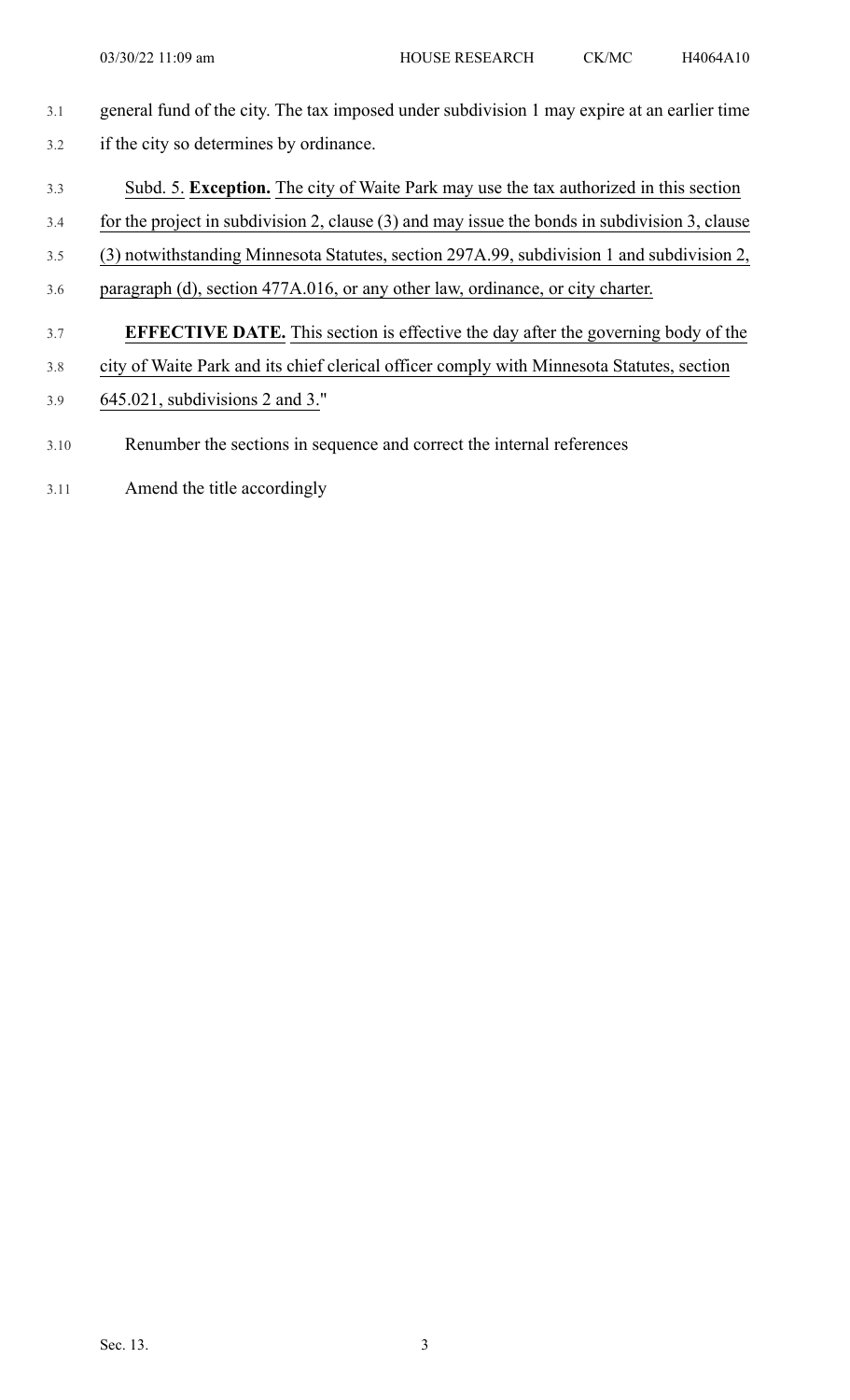general fund of the city. The tax imposed under subdivision 1 may expire at an earlier time if the city so determines by ordinance.

Subd. 5. **Exception.** The city of Waite Park may use the tax authorized in this section for the project in subdivision 2, clause (3) and may issue the bonds in subdivision 3, clause (3) notwithstanding Minnesota Statutes, section 297A.99, subdivision 1 and subdivision 2, paragraph (d), section 477A.016, or any other law, ordinance, or city charter.

**EFFECTIVE DATE.** This section is effective the day after the governing body of the city of Waite Park and its chief clerical officer comply with Minnesota Statutes, section 645.021, subdivisions 2 and 3."

Renumber the sections in sequence and correct the internal references

Amend the title accordingly